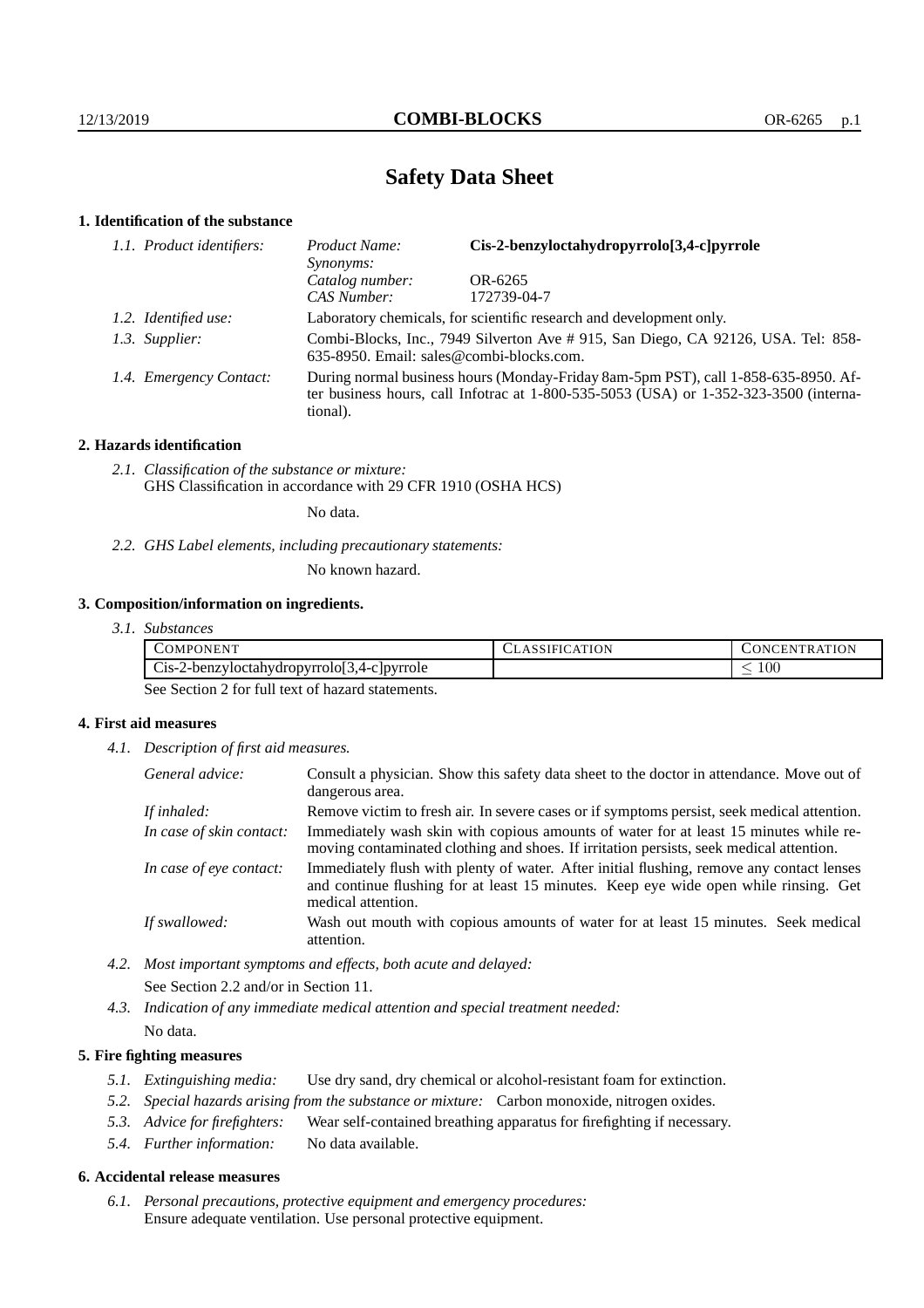# Safety Data Sheet

## 1. Identification of the substance

*1.1. Product identifiers:*

| | |
|---|---|
| *Product Name:* | **Cis-2-benzyloctahydropyrrolo[3,4-c]pyrrole** |
| *Synonyms:* | |
| *Catalog number:* | OR-6265 |
| *CAS Number:* | 172739-04-7 |

*1.2. Identified use:* Laboratory chemicals, for scientific research and development only.

*1.3. Supplier:* Combi-Blocks, Inc., 7949 Silverton Ave # 915, San Diego, CA 92126, USA. Tel: 858-635-8950. Email: sales@combi-blocks.com.

*1.4. Emergency Contact:* During normal business hours (Monday-Friday 8am-5pm PST), call 1-858-635-8950. After business hours, call Infotrac at 1-800-535-5053 (USA) or 1-352-323-3500 (international).

## 2. Hazards identification

*2.1. Classification of the substance or mixture:*
GHS Classification in accordance with 29 CFR 1910 (OSHA HCS)

No data.

*2.2. GHS Label elements, including precautionary statements:*

No known hazard.

## 3. Composition/information on ingredients.

*3.1. Substances*

| COMPONENT | CLASSIFICATION | CONCENTRATION |
|---|---|---|
| Cis-2-benzyloctahydropyrrolo[3,4-c]pyrrole | | $\leq 100$ |

See Section 2 for full text of hazard statements.

## 4. First aid measures

*4.1. Description of first aid measures.*

*General advice:* Consult a physician. Show this safety data sheet to the doctor in attendance. Move out of dangerous area.

*If inhaled:* Remove victim to fresh air. In severe cases or if symptoms persist, seek medical attention.

*In case of skin contact:* Immediately wash skin with copious amounts of water for at least 15 minutes while removing contaminated clothing and shoes. If irritation persists, seek medical attention.

*In case of eye contact:* Immediately flush with plenty of water. After initial flushing, remove any contact lenses and continue flushing for at least 15 minutes. Keep eye wide open while rinsing. Get medical attention.

*If swallowed:* Wash out mouth with copious amounts of water for at least 15 minutes. Seek medical attention.

*4.2. Most important symptoms and effects, both acute and delayed:*
See Section 2.2 and/or in Section 11.

*4.3. Indication of any immediate medical attention and special treatment needed:*
No data.

## 5. Fire fighting measures

*5.1. Extinguishing media:* Use dry sand, dry chemical or alcohol-resistant foam for extinction.

*5.2. Special hazards arising from the substance or mixture:* Carbon monoxide, nitrogen oxides.

*5.3. Advice for firefighters:* Wear self-contained breathing apparatus for firefighting if necessary.

*5.4. Further information:* No data available.

## 6. Accidental release measures

*6.1. Personal precautions, protective equipment and emergency procedures:*
Ensure adequate ventilation. Use personal protective equipment.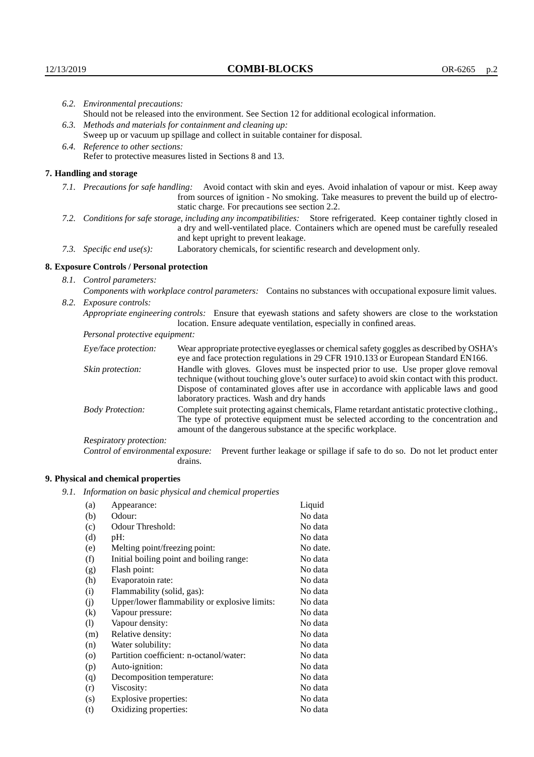6.2. *Environmental precautions:*
Should not be released into the environment. See Section 12 for additional ecological information.

6.3. *Methods and materials for containment and cleaning up:*
Sweep up or vacuum up spillage and collect in suitable container for disposal.

6.4. *Reference to other sections:*
Refer to protective measures listed in Sections 8 and 13.

## 7. Handling and storage

7.1. *Precautions for safe handling:* Avoid contact with skin and eyes. Avoid inhalation of vapour or mist. Keep away from sources of ignition - No smoking. Take measures to prevent the build up of electrostatic charge. For precautions see section 2.2.

7.2. *Conditions for safe storage, including any incompatibilities:* Store refrigerated. Keep container tightly closed in a dry and well-ventilated place. Containers which are opened must be carefully resealed and kept upright to prevent leakage.

7.3. *Specific end use(s):* Laboratory chemicals, for scientific research and development only.

## 8. Exposure Controls / Personal protection

8.1. *Control parameters:*
*Components with workplace control parameters:* Contains no substances with occupational exposure limit values.

8.2. *Exposure controls:*
*Appropriate engineering controls:* Ensure that eyewash stations and safety showers are close to the workstation location. Ensure adequate ventilation, especially in confined areas.

*Personal protective equipment:*

*Eye/face protection:* Wear appropriate protective eyeglasses or chemical safety goggles as described by OSHA's eye and face protection regulations in 29 CFR 1910.133 or European Standard EN166.

*Skin protection:* Handle with gloves. Gloves must be inspected prior to use. Use proper glove removal technique (without touching glove's outer surface) to avoid skin contact with this product. Dispose of contaminated gloves after use in accordance with applicable laws and good laboratory practices. Wash and dry hands

*Body Protection:* Complete suit protecting against chemicals, Flame retardant antistatic protective clothing., The type of protective equipment must be selected according to the concentration and amount of the dangerous substance at the specific workplace.

*Respiratory protection:*

*Control of environmental exposure:* Prevent further leakage or spillage if safe to do so. Do not let product enter drains.

## 9. Physical and chemical properties

9.1. *Information on basic physical and chemical properties*

| | | |
|---|---|---|
| (a) | Appearance: | Liquid |
| (b) | Odour: | No data |
| (c) | Odour Threshold: | No data |
| (d) | pH: | No data |
| (e) | Melting point/freezing point: | No date. |
| (f) | Initial boiling point and boiling range: | No data |
| (g) | Flash point: | No data |
| (h) | Evaporatoin rate: | No data |
| (i) | Flammability (solid, gas): | No data |
| (j) | Upper/lower flammability or explosive limits: | No data |
| (k) | Vapour pressure: | No data |
| (l) | Vapour density: | No data |
| (m) | Relative density: | No data |
| (n) | Water solubility: | No data |
| (o) | Partition coefficient: n-octanol/water: | No data |
| (p) | Auto-ignition: | No data |
| (q) | Decomposition temperature: | No data |
| (r) | Viscosity: | No data |
| (s) | Explosive properties: | No data |
| (t) | Oxidizing properties: | No data |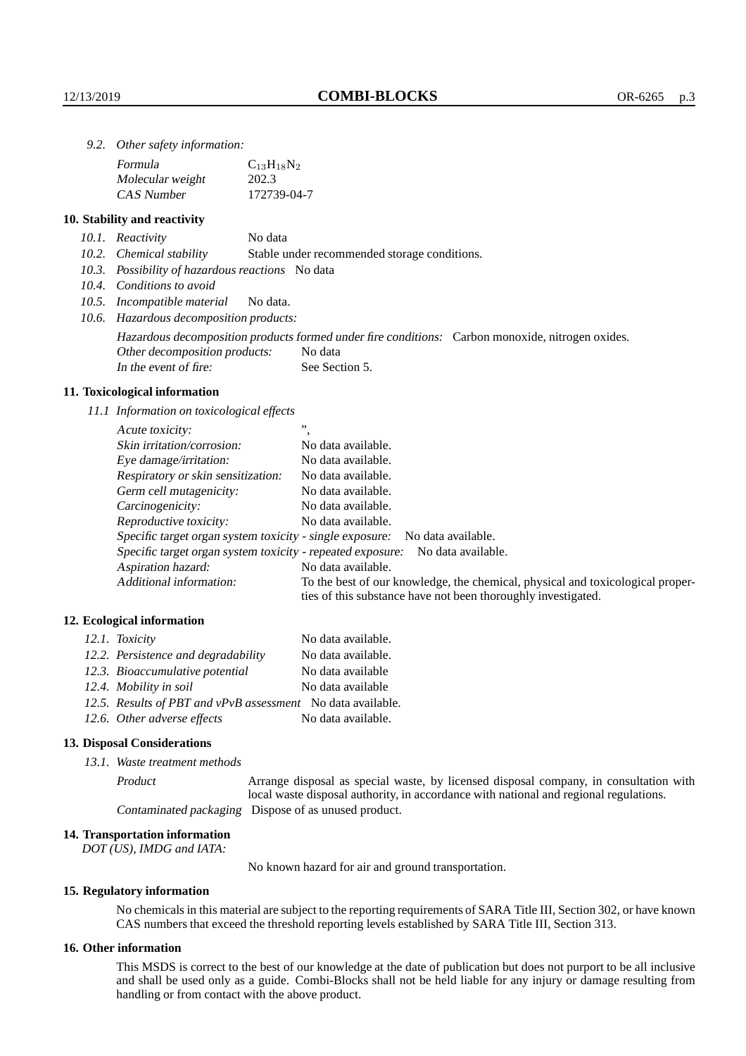*9.2. Other safety information:*

| | |
|---|---|
| *Formula* | $C_{13}H_{18}N_2$ |
| *Molecular weight* | 202.3 |
| *CAS Number* | 172739-04-7 |

## 10. Stability and reactivity

*10.1. Reactivity* No data

*10.2. Chemical stability* Stable under recommended storage conditions.

*10.3. Possibility of hazardous reactions* No data

*10.4. Conditions to avoid*

*10.5. Incompatible material* No data.

*10.6. Hazardous decomposition products:*

*Hazardous decomposition products formed under fire conditions:* Carbon monoxide, nitrogen oxides.

*Other decomposition products:* No data

*In the event of fire:* See Section 5.

## 11. Toxicological information

*11.1 Information on toxicological effects*

| | |
|---|---|
| *Acute toxicity:* | ", |
| *Skin irritation/corrosion:* | No data available. |
| *Eye damage/irritation:* | No data available. |
| *Respiratory or skin sensitization:* | No data available. |
| *Germ cell mutagenicity:* | No data available. |
| *Carcinogenicity:* | No data available. |
| *Reproductive toxicity:* | No data available. |
| *Specific target organ system toxicity - single exposure:* | No data available. |
| *Specific target organ system toxicity - repeated exposure:* | No data available. |
| *Aspiration hazard:* | No data available. |
| *Additional information:* | To the best of our knowledge, the chemical, physical and toxicological properties of this substance have not been thoroughly investigated. |

## 12. Ecological information

| | |
|---|---|
| *12.1. Toxicity* | No data available. |
| *12.2. Persistence and degradability* | No data available. |
| *12.3. Bioaccumulative potential* | No data available |
| *12.4. Mobility in soil* | No data available |
| *12.5. Results of PBT and vPvB assessment* | No data available. |
| *12.6. Other adverse effects* | No data available. |

## 13. Disposal Considerations

*13.1. Waste treatment methods*

*Product* Arrange disposal as special waste, by licensed disposal company, in consultation with local waste disposal authority, in accordance with national and regional regulations.

*Contaminated packaging* Dispose of as unused product.

## 14. Transportation information

*DOT (US), IMDG and IATA:*

No known hazard for air and ground transportation.

## 15. Regulatory information

No chemicals in this material are subject to the reporting requirements of SARA Title III, Section 302, or have known CAS numbers that exceed the threshold reporting levels established by SARA Title III, Section 313.

## 16. Other information

This MSDS is correct to the best of our knowledge at the date of publication but does not purport to be all inclusive and shall be used only as a guide. Combi-Blocks shall not be held liable for any injury or damage resulting from handling or from contact with the above product.